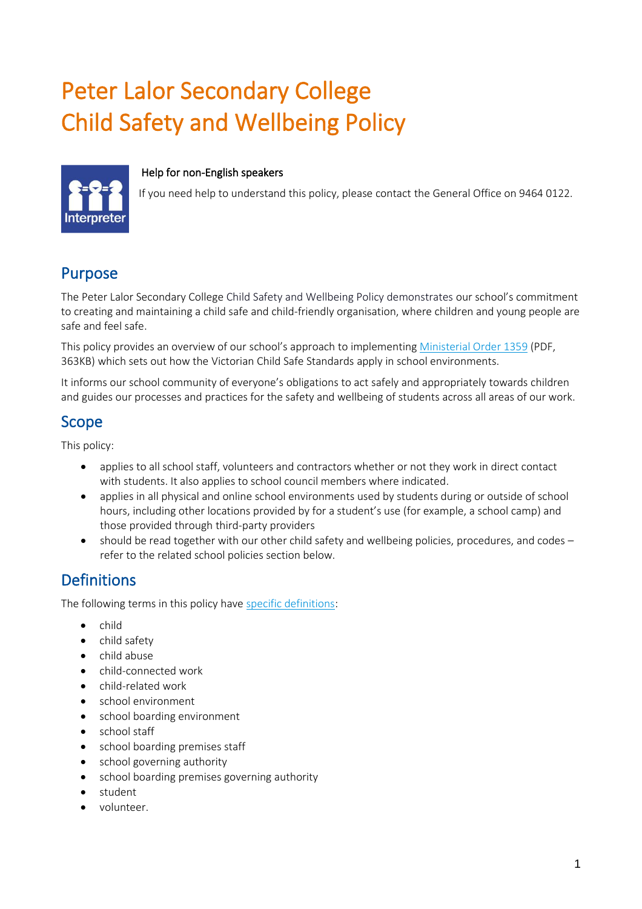# Peter Lalor Secondary College
# Child Safety and Wellbeing Policy

### Help for non-English speakers

If you need help to understand this policy, please contact the General Office on 9464 0122.

## Purpose

The Peter Lalor Secondary College Child Safety and Wellbeing Policy demonstrates our school's commitment to creating and maintaining a child safe and child-friendly organisation, where children and young people are safe and feel safe.

This policy provides an overview of our school's approach to implementing Ministerial Order 1359 (PDF, 363KB) which sets out how the Victorian Child Safe Standards apply in school environments.

It informs our school community of everyone's obligations to act safely and appropriately towards children and guides our processes and practices for the safety and wellbeing of students across all areas of our work.

## Scope

This policy:

- applies to all school staff, volunteers and contractors whether or not they work in direct contact with students. It also applies to school council members where indicated.
- applies in all physical and online school environments used by students during or outside of school hours, including other locations provided by for a student's use (for example, a school camp) and those provided through third-party providers
- should be read together with our other child safety and wellbeing policies, procedures, and codes – refer to the related school policies section below.

## Definitions

The following terms in this policy have specific definitions:

- child
- child safety
- child abuse
- child-connected work
- child-related work
- school environment
- school boarding environment
- school staff
- school boarding premises staff
- school governing authority
- school boarding premises governing authority
- student
- volunteer.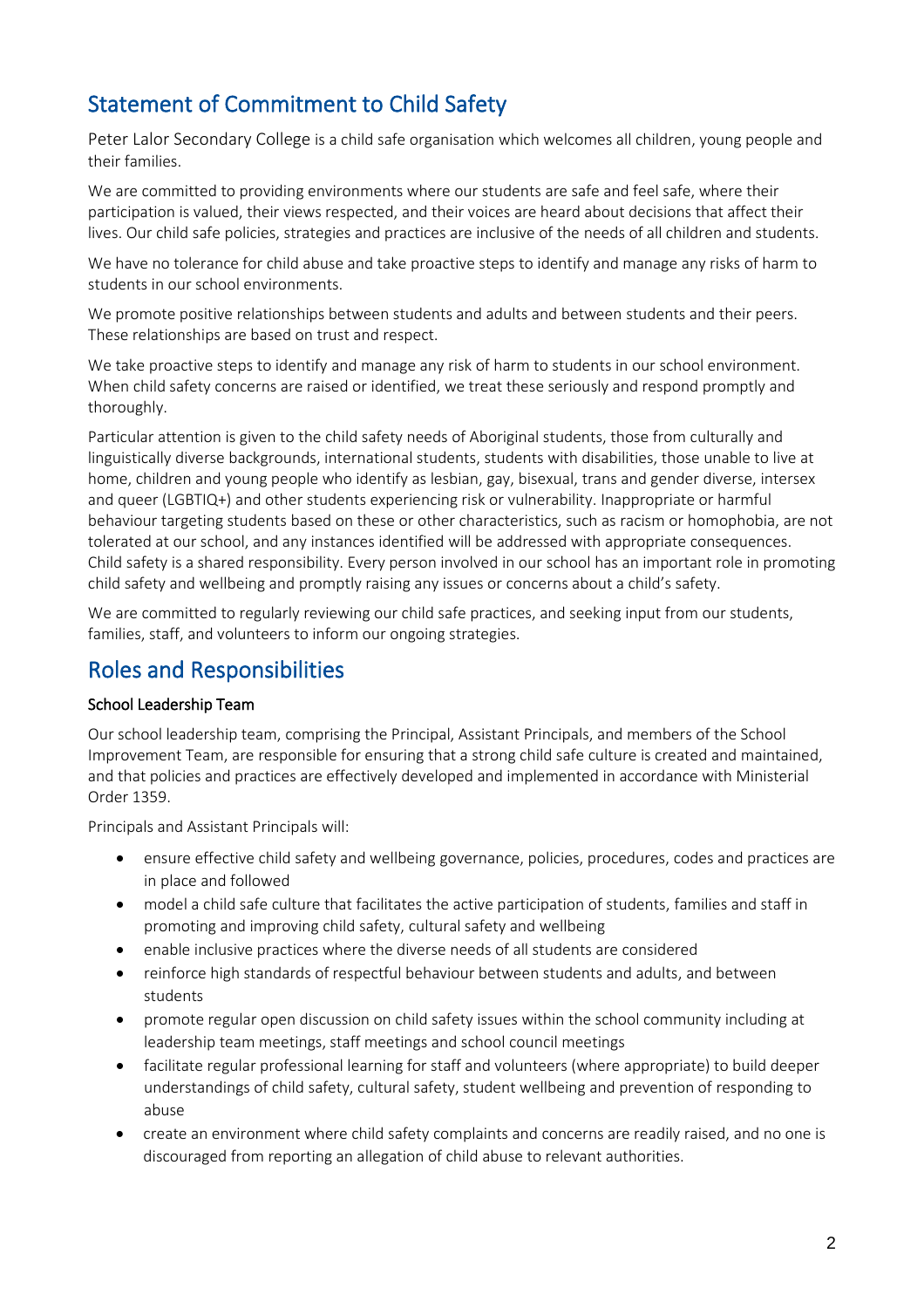## Statement of Commitment to Child Safety

Peter Lalor Secondary College is a child safe organisation which welcomes all children, young people and their families.

We are committed to providing environments where our students are safe and feel safe, where their participation is valued, their views respected, and their voices are heard about decisions that affect their lives. Our child safe policies, strategies and practices are inclusive of the needs of all children and students.

We have no tolerance for child abuse and take proactive steps to identify and manage any risks of harm to students in our school environments.

We promote positive relationships between students and adults and between students and their peers. These relationships are based on trust and respect.

We take proactive steps to identify and manage any risk of harm to students in our school environment. When child safety concerns are raised or identified, we treat these seriously and respond promptly and thoroughly.

Particular attention is given to the child safety needs of Aboriginal students, those from culturally and linguistically diverse backgrounds, international students, students with disabilities, those unable to live at home, children and young people who identify as lesbian, gay, bisexual, trans and gender diverse, intersex and queer (LGBTIQ+) and other students experiencing risk or vulnerability. Inappropriate or harmful behaviour targeting students based on these or other characteristics, such as racism or homophobia, are not tolerated at our school, and any instances identified will be addressed with appropriate consequences. Child safety is a shared responsibility. Every person involved in our school has an important role in promoting child safety and wellbeing and promptly raising any issues or concerns about a child's safety.

We are committed to regularly reviewing our child safe practices, and seeking input from our students, families, staff, and volunteers to inform our ongoing strategies.

## Roles and Responsibilities

### School Leadership Team

Our school leadership team, comprising the Principal, Assistant Principals, and members of the School Improvement Team, are responsible for ensuring that a strong child safe culture is created and maintained, and that policies and practices are effectively developed and implemented in accordance with Ministerial Order 1359.

Principals and Assistant Principals will:

- ensure effective child safety and wellbeing governance, policies, procedures, codes and practices are in place and followed
- model a child safe culture that facilitates the active participation of students, families and staff in promoting and improving child safety, cultural safety and wellbeing
- enable inclusive practices where the diverse needs of all students are considered
- reinforce high standards of respectful behaviour between students and adults, and between students
- promote regular open discussion on child safety issues within the school community including at leadership team meetings, staff meetings and school council meetings
- facilitate regular professional learning for staff and volunteers (where appropriate) to build deeper understandings of child safety, cultural safety, student wellbeing and prevention of responding to abuse
- create an environment where child safety complaints and concerns are readily raised, and no one is discouraged from reporting an allegation of child abuse to relevant authorities.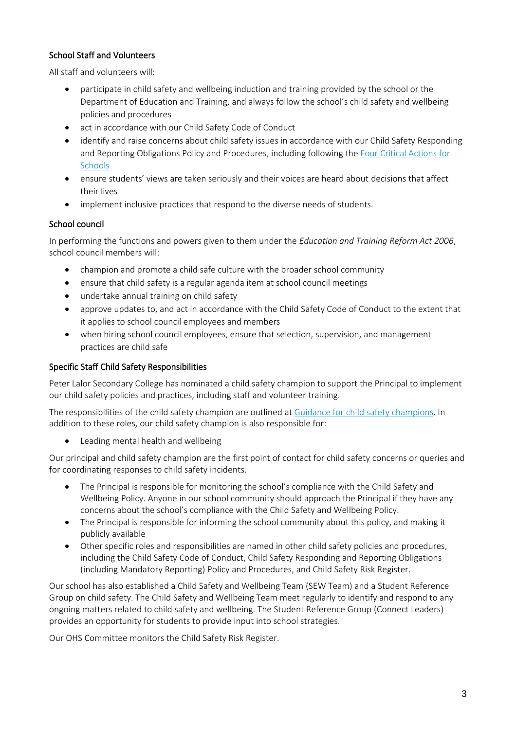### School Staff and Volunteers

All staff and volunteers will:

- participate in child safety and wellbeing induction and training provided by the school or the Department of Education and Training, and always follow the school's child safety and wellbeing policies and procedures
- act in accordance with our Child Safety Code of Conduct
- identify and raise concerns about child safety issues in accordance with our Child Safety Responding and Reporting Obligations Policy and Procedures, including following the [Four Critical Actions for Schools]
- ensure students' views are taken seriously and their voices are heard about decisions that affect their lives
- implement inclusive practices that respond to the diverse needs of students.

### School council

In performing the functions and powers given to them under the *Education and Training Reform Act 2006*, school council members will:

- champion and promote a child safe culture with the broader school community
- ensure that child safety is a regular agenda item at school council meetings
- undertake annual training on child safety
- approve updates to, and act in accordance with the Child Safety Code of Conduct to the extent that it applies to school council employees and members
- when hiring school council employees, ensure that selection, supervision, and management practices are child safe

### Specific Staff Child Safety Responsibilities

Peter Lalor Secondary College has nominated a child safety champion to support the Principal to implement our child safety policies and practices, including staff and volunteer training.

The responsibilities of the child safety champion are outlined at [Guidance for child safety champions]. In addition to these roles, our child safety champion is also responsible for:

- Leading mental health and wellbeing

Our principal and child safety champion are the first point of contact for child safety concerns or queries and for coordinating responses to child safety incidents.

- The Principal is responsible for monitoring the school's compliance with the Child Safety and Wellbeing Policy. Anyone in our school community should approach the Principal if they have any concerns about the school's compliance with the Child Safety and Wellbeing Policy.
- The Principal is responsible for informing the school community about this policy, and making it publicly available
- Other specific roles and responsibilities are named in other child safety policies and procedures, including the Child Safety Code of Conduct, Child Safety Responding and Reporting Obligations (including Mandatory Reporting) Policy and Procedures, and Child Safety Risk Register.

Our school has also established a Child Safety and Wellbeing Team (SEW Team) and a Student Reference Group on child safety. The Child Safety and Wellbeing Team meet regularly to identify and respond to any ongoing matters related to child safety and wellbeing. The Student Reference Group (Connect Leaders) provides an opportunity for students to provide input into school strategies.

Our OHS Committee monitors the Child Safety Risk Register.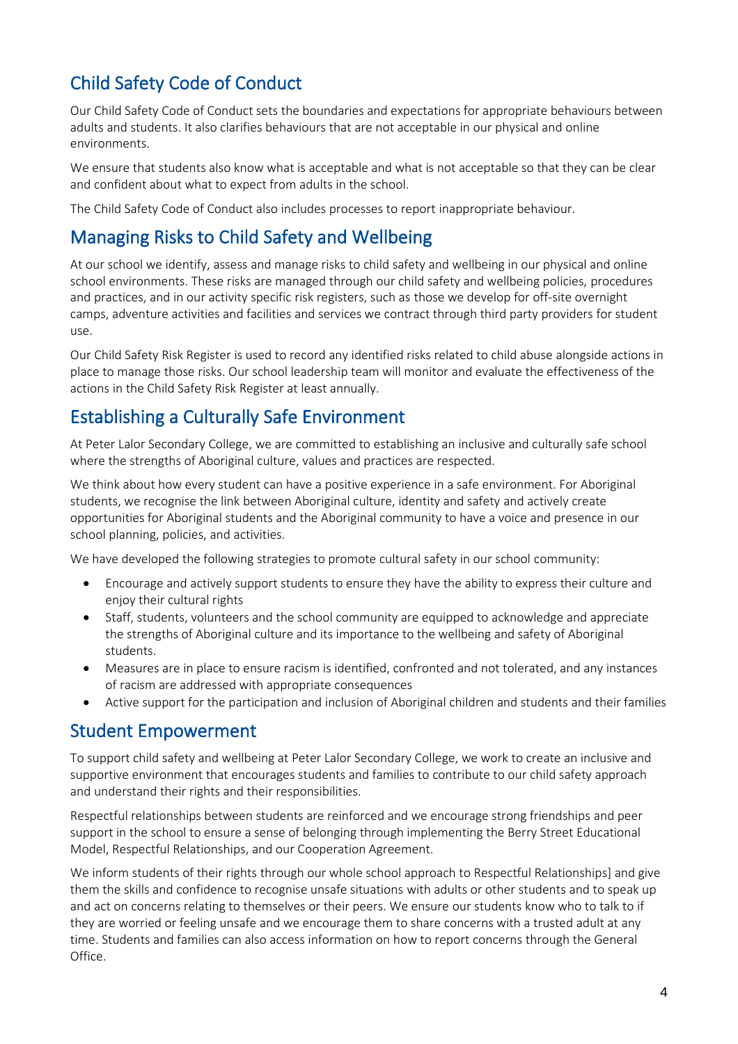## Child Safety Code of Conduct

Our Child Safety Code of Conduct sets the boundaries and expectations for appropriate behaviours between adults and students. It also clarifies behaviours that are not acceptable in our physical and online environments.

We ensure that students also know what is acceptable and what is not acceptable so that they can be clear and confident about what to expect from adults in the school.

The Child Safety Code of Conduct also includes processes to report inappropriate behaviour.

## Managing Risks to Child Safety and Wellbeing

At our school we identify, assess and manage risks to child safety and wellbeing in our physical and online school environments. These risks are managed through our child safety and wellbeing policies, procedures and practices, and in our activity specific risk registers, such as those we develop for off-site overnight camps, adventure activities and facilities and services we contract through third party providers for student use.

Our Child Safety Risk Register is used to record any identified risks related to child abuse alongside actions in place to manage those risks. Our school leadership team will monitor and evaluate the effectiveness of the actions in the Child Safety Risk Register at least annually.

## Establishing a Culturally Safe Environment

At Peter Lalor Secondary College, we are committed to establishing an inclusive and culturally safe school where the strengths of Aboriginal culture, values and practices are respected.

We think about how every student can have a positive experience in a safe environment. For Aboriginal students, we recognise the link between Aboriginal culture, identity and safety and actively create opportunities for Aboriginal students and the Aboriginal community to have a voice and presence in our school planning, policies, and activities.

We have developed the following strategies to promote cultural safety in our school community:

- Encourage and actively support students to ensure they have the ability to express their culture and enjoy their cultural rights
- Staff, students, volunteers and the school community are equipped to acknowledge and appreciate the strengths of Aboriginal culture and its importance to the wellbeing and safety of Aboriginal students.
- Measures are in place to ensure racism is identified, confronted and not tolerated, and any instances of racism are addressed with appropriate consequences
- Active support for the participation and inclusion of Aboriginal children and students and their families

## Student Empowerment

To support child safety and wellbeing at Peter Lalor Secondary College, we work to create an inclusive and supportive environment that encourages students and families to contribute to our child safety approach and understand their rights and their responsibilities.

Respectful relationships between students are reinforced and we encourage strong friendships and peer support in the school to ensure a sense of belonging through implementing the Berry Street Educational Model, Respectful Relationships, and our Cooperation Agreement.

We inform students of their rights through our whole school approach to Respectful Relationships] and give them the skills and confidence to recognise unsafe situations with adults or other students and to speak up and act on concerns relating to themselves or their peers. We ensure our students know who to talk to if they are worried or feeling unsafe and we encourage them to share concerns with a trusted adult at any time. Students and families can also access information on how to report concerns through the General Office.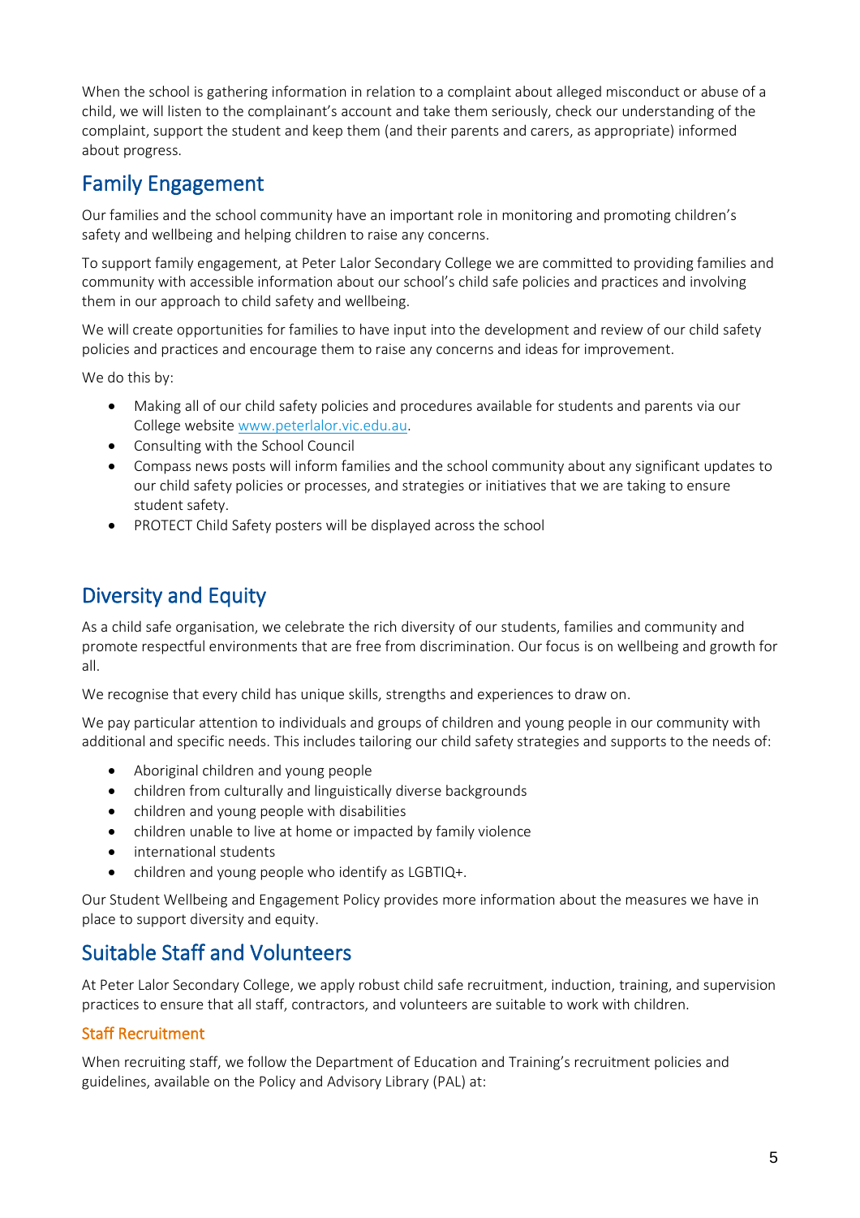When the school is gathering information in relation to a complaint about alleged misconduct or abuse of a child, we will listen to the complainant's account and take them seriously, check our understanding of the complaint, support the student and keep them (and their parents and carers, as appropriate) informed about progress.

## Family Engagement

Our families and the school community have an important role in monitoring and promoting children's safety and wellbeing and helping children to raise any concerns.

To support family engagement, at Peter Lalor Secondary College we are committed to providing families and community with accessible information about our school's child safe policies and practices and involving them in our approach to child safety and wellbeing.

We will create opportunities for families to have input into the development and review of our child safety policies and practices and encourage them to raise any concerns and ideas for improvement.

We do this by:

- Making all of our child safety policies and procedures available for students and parents via our College website [www.peterlalor.vic.edu.au](http://www.peterlalor.vic.edu.au).
- Consulting with the School Council
- Compass news posts will inform families and the school community about any significant updates to our child safety policies or processes, and strategies or initiatives that we are taking to ensure student safety.
- PROTECT Child Safety posters will be displayed across the school

## Diversity and Equity

As a child safe organisation, we celebrate the rich diversity of our students, families and community and promote respectful environments that are free from discrimination. Our focus is on wellbeing and growth for all.

We recognise that every child has unique skills, strengths and experiences to draw on.

We pay particular attention to individuals and groups of children and young people in our community with additional and specific needs. This includes tailoring our child safety strategies and supports to the needs of:

- Aboriginal children and young people
- children from culturally and linguistically diverse backgrounds
- children and young people with disabilities
- children unable to live at home or impacted by family violence
- international students
- children and young people who identify as LGBTIQ+.

Our Student Wellbeing and Engagement Policy provides more information about the measures we have in place to support diversity and equity.

## Suitable Staff and Volunteers

At Peter Lalor Secondary College, we apply robust child safe recruitment, induction, training, and supervision practices to ensure that all staff, contractors, and volunteers are suitable to work with children.

### Staff Recruitment

When recruiting staff, we follow the Department of Education and Training's recruitment policies and guidelines, available on the Policy and Advisory Library (PAL) at: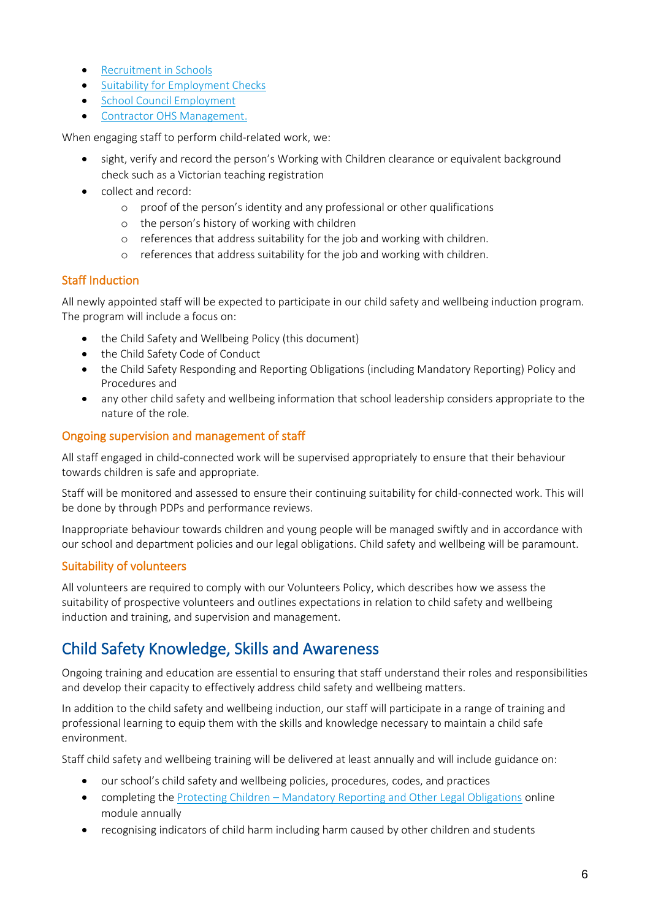- [Recruitment in Schools]()
- [Suitability for Employment Checks]()
- [School Council Employment]()
- [Contractor OHS Management.]()

When engaging staff to perform child-related work, we:

- sight, verify and record the person's Working with Children clearance or equivalent background check such as a Victorian teaching registration
- collect and record:
  - proof of the person's identity and any professional or other qualifications
  - the person's history of working with children
  - references that address suitability for the job and working with children.
  - references that address suitability for the job and working with children.

### Staff Induction

All newly appointed staff will be expected to participate in our child safety and wellbeing induction program. The program will include a focus on:

- the Child Safety and Wellbeing Policy (this document)
- the Child Safety Code of Conduct
- the Child Safety Responding and Reporting Obligations (including Mandatory Reporting) Policy and Procedures and
- any other child safety and wellbeing information that school leadership considers appropriate to the nature of the role.

### Ongoing supervision and management of staff

All staff engaged in child-connected work will be supervised appropriately to ensure that their behaviour towards children is safe and appropriate.

Staff will be monitored and assessed to ensure their continuing suitability for child-connected work. This will be done by through PDPs and performance reviews.

Inappropriate behaviour towards children and young people will be managed swiftly and in accordance with our school and department policies and our legal obligations. Child safety and wellbeing will be paramount.

### Suitability of volunteers

All volunteers are required to comply with our Volunteers Policy, which describes how we assess the suitability of prospective volunteers and outlines expectations in relation to child safety and wellbeing induction and training, and supervision and management.

## Child Safety Knowledge, Skills and Awareness

Ongoing training and education are essential to ensuring that staff understand their roles and responsibilities and develop their capacity to effectively address child safety and wellbeing matters.

In addition to the child safety and wellbeing induction, our staff will participate in a range of training and professional learning to equip them with the skills and knowledge necessary to maintain a child safe environment.

Staff child safety and wellbeing training will be delivered at least annually and will include guidance on:

- our school's child safety and wellbeing policies, procedures, codes, and practices
- completing the [Protecting Children – Mandatory Reporting and Other Legal Obligations]() online module annually
- recognising indicators of child harm including harm caused by other children and students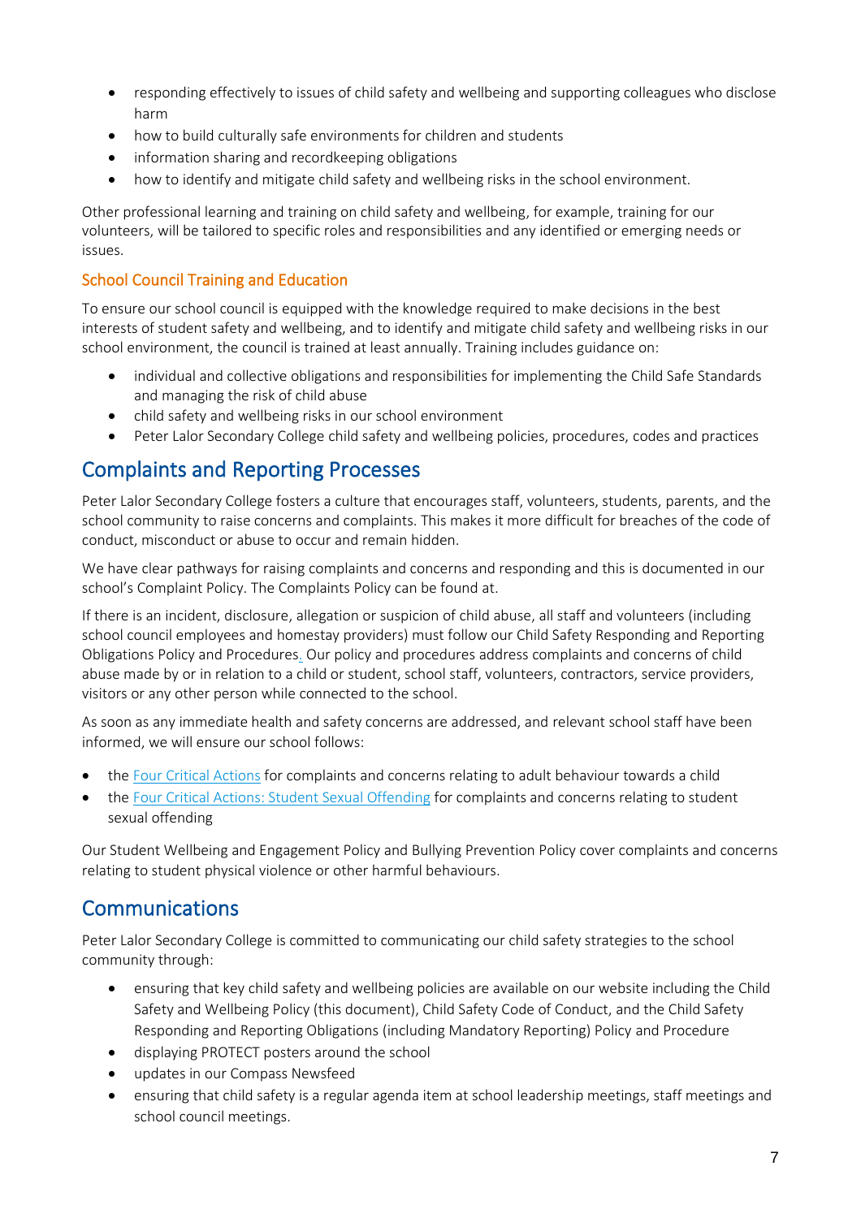- responding effectively to issues of child safety and wellbeing and supporting colleagues who disclose harm
- how to build culturally safe environments for children and students
- information sharing and recordkeeping obligations
- how to identify and mitigate child safety and wellbeing risks in the school environment.

Other professional learning and training on child safety and wellbeing, for example, training for our volunteers, will be tailored to specific roles and responsibilities and any identified or emerging needs or issues.

### School Council Training and Education

To ensure our school council is equipped with the knowledge required to make decisions in the best interests of student safety and wellbeing, and to identify and mitigate child safety and wellbeing risks in our school environment, the council is trained at least annually. Training includes guidance on:

- individual and collective obligations and responsibilities for implementing the Child Safe Standards and managing the risk of child abuse
- child safety and wellbeing risks in our school environment
- Peter Lalor Secondary College child safety and wellbeing policies, procedures, codes and practices

## Complaints and Reporting Processes

Peter Lalor Secondary College fosters a culture that encourages staff, volunteers, students, parents, and the school community to raise concerns and complaints. This makes it more difficult for breaches of the code of conduct, misconduct or abuse to occur and remain hidden.

We have clear pathways for raising complaints and concerns and responding and this is documented in our school's Complaint Policy. The Complaints Policy can be found at.

If there is an incident, disclosure, allegation or suspicion of child abuse, all staff and volunteers (including school council employees and homestay providers) must follow our Child Safety Responding and Reporting Obligations Policy and Procedures. Our policy and procedures address complaints and concerns of child abuse made by or in relation to a child or student, school staff, volunteers, contractors, service providers, visitors or any other person while connected to the school.

As soon as any immediate health and safety concerns are addressed, and relevant school staff have been informed, we will ensure our school follows:

- the Four Critical Actions for complaints and concerns relating to adult behaviour towards a child
- the Four Critical Actions: Student Sexual Offending for complaints and concerns relating to student sexual offending

Our Student Wellbeing and Engagement Policy and Bullying Prevention Policy cover complaints and concerns relating to student physical violence or other harmful behaviours.

## Communications

Peter Lalor Secondary College is committed to communicating our child safety strategies to the school community through:

- ensuring that key child safety and wellbeing policies are available on our website including the Child Safety and Wellbeing Policy (this document), Child Safety Code of Conduct, and the Child Safety Responding and Reporting Obligations (including Mandatory Reporting) Policy and Procedure
- displaying PROTECT posters around the school
- updates in our Compass Newsfeed
- ensuring that child safety is a regular agenda item at school leadership meetings, staff meetings and school council meetings.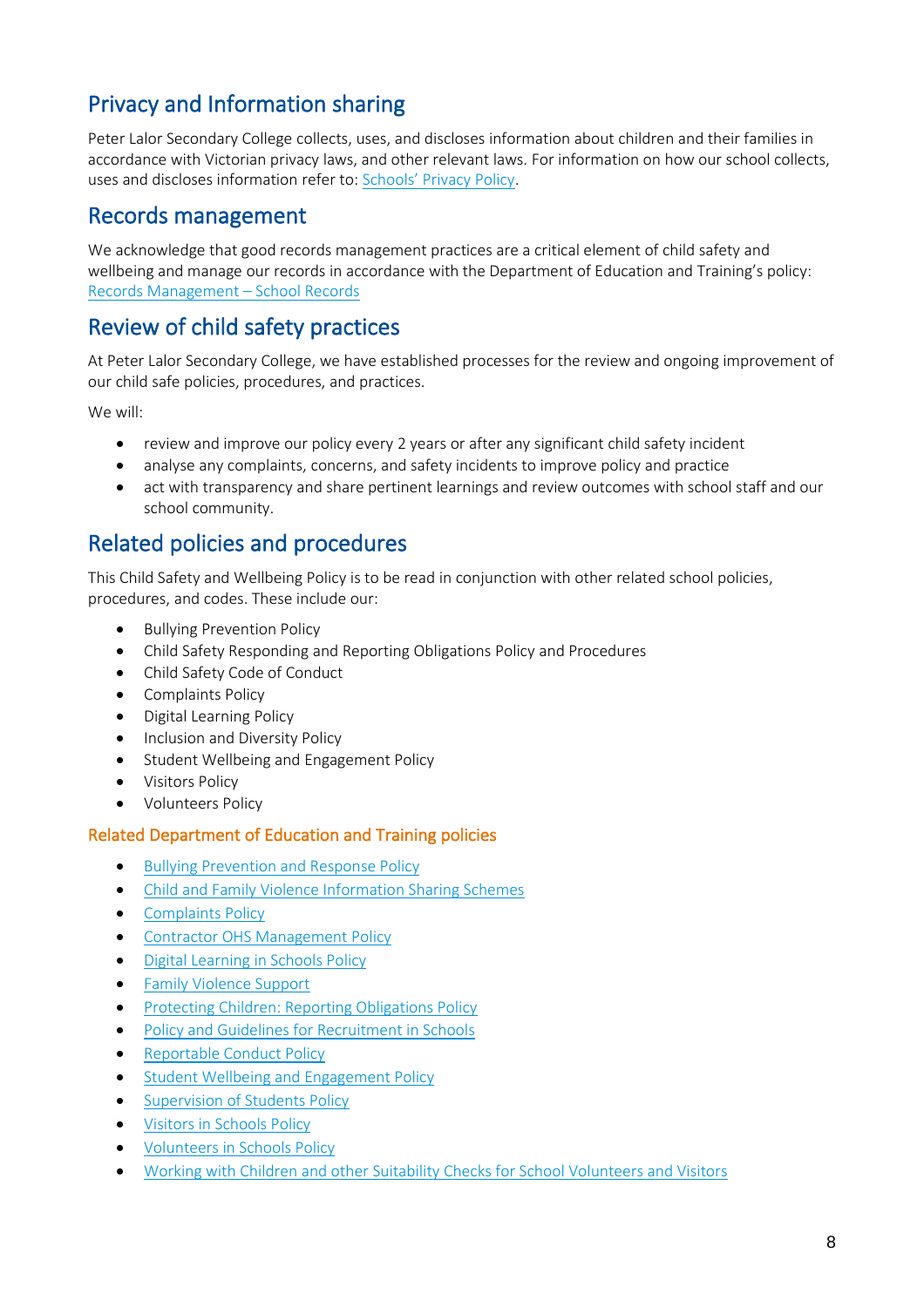## Privacy and Information sharing

Peter Lalor Secondary College collects, uses, and discloses information about children and their families in accordance with Victorian privacy laws, and other relevant laws. For information on how our school collects, uses and discloses information refer to: Schools' Privacy Policy.

## Records management

We acknowledge that good records management practices are a critical element of child safety and wellbeing and manage our records in accordance with the Department of Education and Training's policy: Records Management – School Records

## Review of child safety practices

At Peter Lalor Secondary College, we have established processes for the review and ongoing improvement of our child safe policies, procedures, and practices.

We will:

- review and improve our policy every 2 years or after any significant child safety incident
- analyse any complaints, concerns, and safety incidents to improve policy and practice
- act with transparency and share pertinent learnings and review outcomes with school staff and our school community.

## Related policies and procedures

This Child Safety and Wellbeing Policy is to be read in conjunction with other related school policies, procedures, and codes. These include our:

- Bullying Prevention Policy
- Child Safety Responding and Reporting Obligations Policy and Procedures
- Child Safety Code of Conduct
- Complaints Policy
- Digital Learning Policy
- Inclusion and Diversity Policy
- Student Wellbeing and Engagement Policy
- Visitors Policy
- Volunteers Policy

### Related Department of Education and Training policies

- Bullying Prevention and Response Policy
- Child and Family Violence Information Sharing Schemes
- Complaints Policy
- Contractor OHS Management Policy
- Digital Learning in Schools Policy
- Family Violence Support
- Protecting Children: Reporting Obligations Policy
- Policy and Guidelines for Recruitment in Schools
- Reportable Conduct Policy
- Student Wellbeing and Engagement Policy
- Supervision of Students Policy
- Visitors in Schools Policy
- Volunteers in Schools Policy
- Working with Children and other Suitability Checks for School Volunteers and Visitors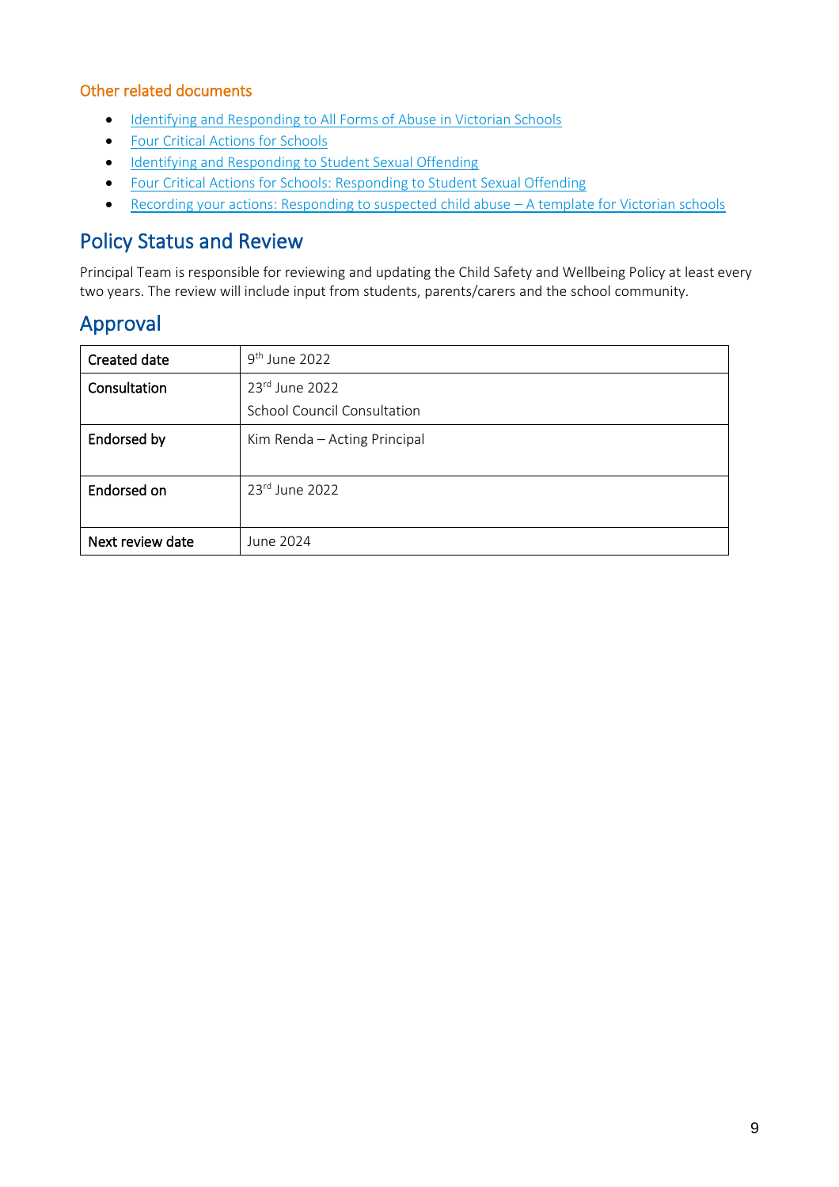### Other related documents

- Identifying and Responding to All Forms of Abuse in Victorian Schools
- Four Critical Actions for Schools
- Identifying and Responding to Student Sexual Offending
- Four Critical Actions for Schools: Responding to Student Sexual Offending
- Recording your actions: Responding to suspected child abuse – A template for Victorian schools

## Policy Status and Review

Principal Team is responsible for reviewing and updating the Child Safety and Wellbeing Policy at least every two years. The review will include input from students, parents/carers and the school community.

## Approval

| | |
|---|---|
| Created date | 9th June 2022 |
| Consultation | 23rd June 2022<br>School Council Consultation |
| Endorsed by | Kim Renda – Acting Principal |
| Endorsed on | 23rd June 2022 |
| Next review date | June 2024 |